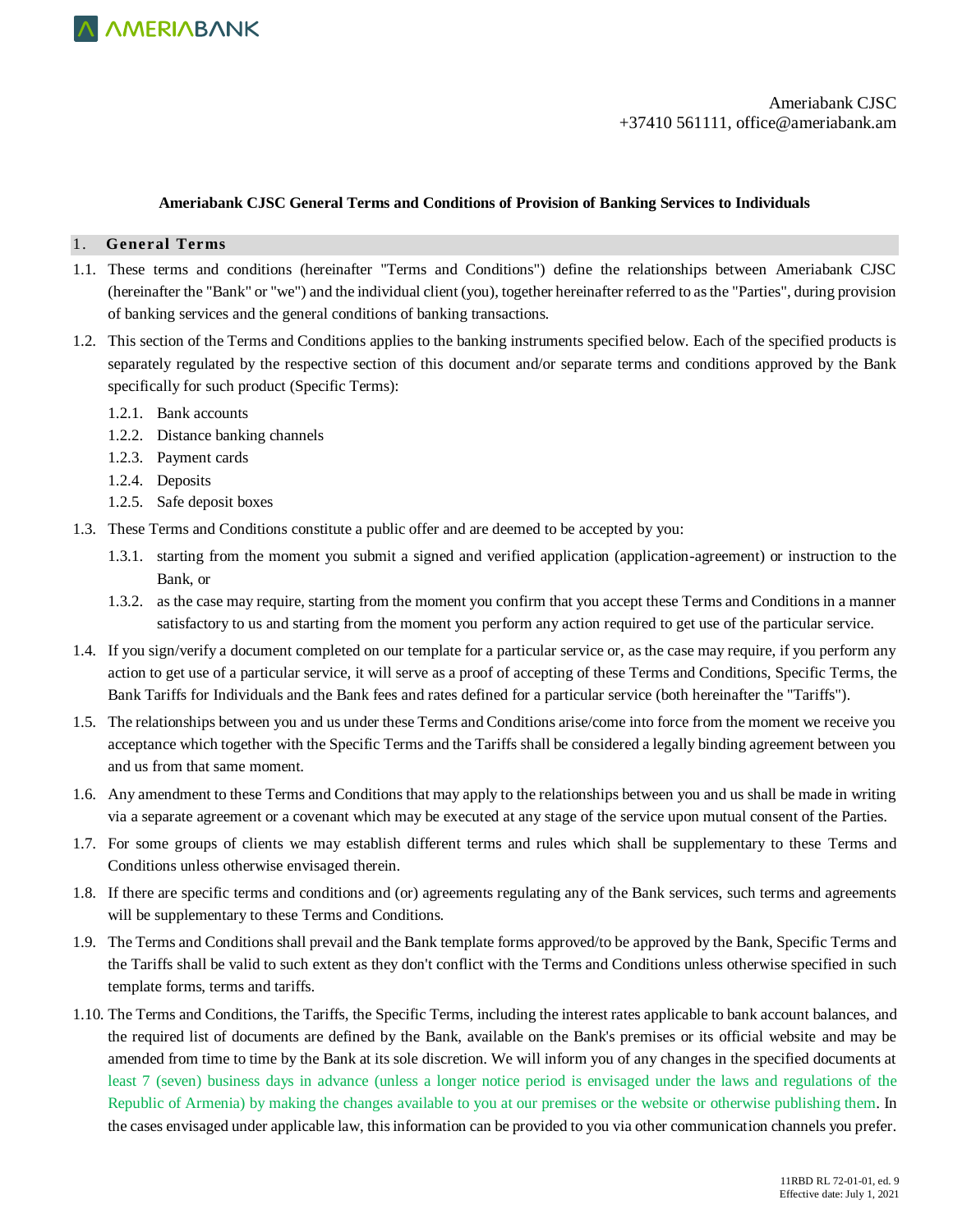Ameriabank CJSC
+37410 561111, office@ameriabank.am

**Ameriabank CJSC General Terms and Conditions of Provision of Banking Services to Individuals**

## 1. General Terms

1.1. These terms and conditions (hereinafter "Terms and Conditions") define the relationships between Ameriabank CJSC (hereinafter the "Bank" or "we") and the individual client (you), together hereinafter referred to as the "Parties", during provision of banking services and the general conditions of banking transactions.

1.2. This section of the Terms and Conditions applies to the banking instruments specified below. Each of the specified products is separately regulated by the respective section of this document and/or separate terms and conditions approved by the Bank specifically for such product (Specific Terms):

1.2.1. Bank accounts

1.2.2. Distance banking channels

1.2.3. Payment cards

1.2.4. Deposits

1.2.5. Safe deposit boxes

1.3. These Terms and Conditions constitute a public offer and are deemed to be accepted by you:

1.3.1. starting from the moment you submit a signed and verified application (application-agreement) or instruction to the Bank, or

1.3.2. as the case may require, starting from the moment you confirm that you accept these Terms and Conditions in a manner satisfactory to us and starting from the moment you perform any action required to get use of the particular service.

1.4. If you sign/verify a document completed on our template for a particular service or, as the case may require, if you perform any action to get use of a particular service, it will serve as a proof of accepting of these Terms and Conditions, Specific Terms, the Bank Tariffs for Individuals and the Bank fees and rates defined for a particular service (both hereinafter the "Tariffs").

1.5. The relationships between you and us under these Terms and Conditions arise/come into force from the moment we receive you acceptance which together with the Specific Terms and the Tariffs shall be considered a legally binding agreement between you and us from that same moment.

1.6. Any amendment to these Terms and Conditions that may apply to the relationships between you and us shall be made in writing via a separate agreement or a covenant which may be executed at any stage of the service upon mutual consent of the Parties.

1.7. For some groups of clients we may establish different terms and rules which shall be supplementary to these Terms and Conditions unless otherwise envisaged therein.

1.8. If there are specific terms and conditions and (or) agreements regulating any of the Bank services, such terms and agreements will be supplementary to these Terms and Conditions.

1.9. The Terms and Conditions shall prevail and the Bank template forms approved/to be approved by the Bank, Specific Terms and the Tariffs shall be valid to such extent as they don't conflict with the Terms and Conditions unless otherwise specified in such template forms, terms and tariffs.

1.10. The Terms and Conditions, the Tariffs, the Specific Terms, including the interest rates applicable to bank account balances, and the required list of documents are defined by the Bank, available on the Bank's premises or its official website and may be amended from time to time by the Bank at its sole discretion. We will inform you of any changes in the specified documents at least 7 (seven) business days in advance (unless a longer notice period is envisaged under the laws and regulations of the Republic of Armenia) by making the changes available to you at our premises or the website or otherwise publishing them. In the cases envisaged under applicable law, this information can be provided to you via other communication channels you prefer.

11RBD RL 72-01-01, ed. 9
Effective date: July 1, 2021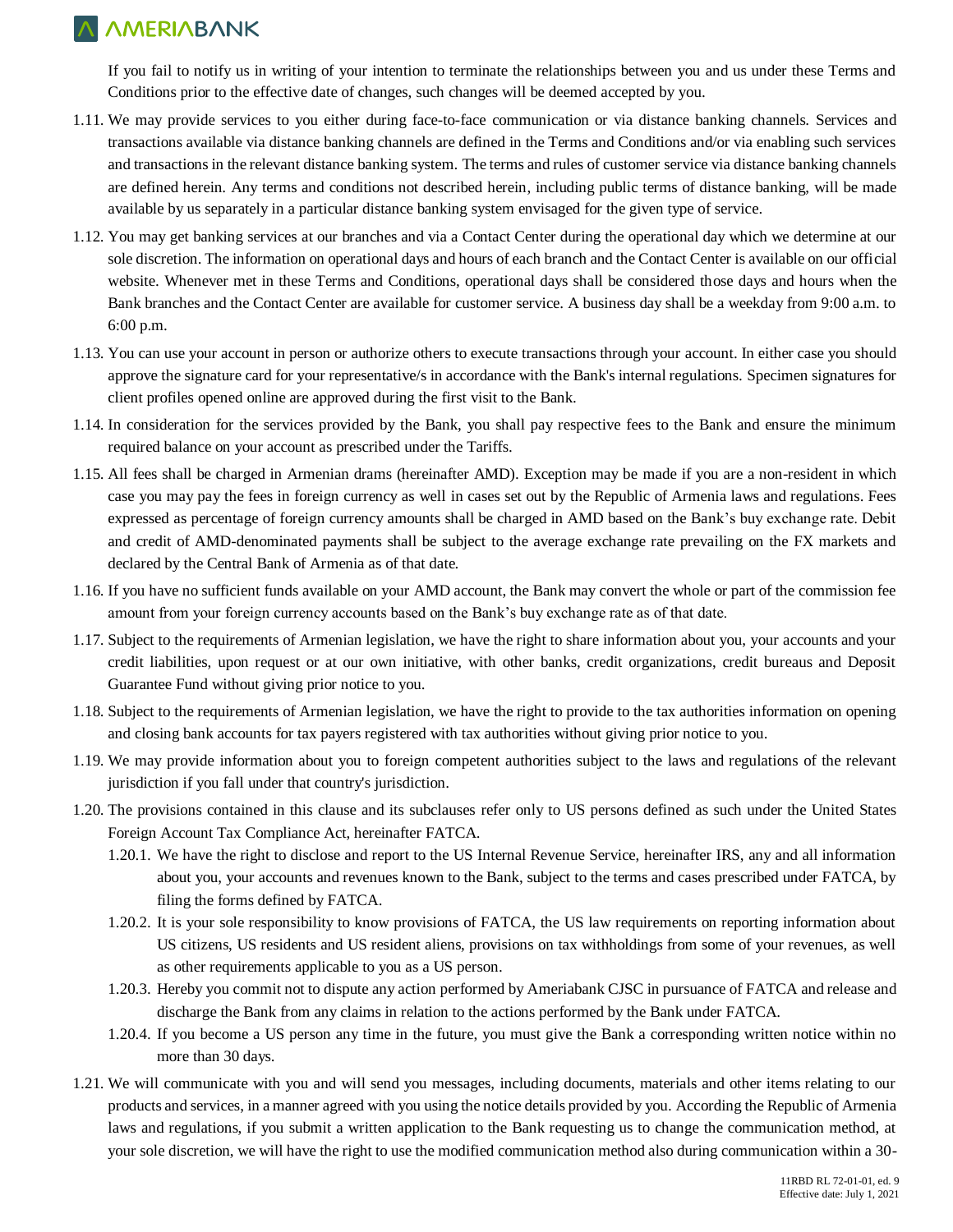If you fail to notify us in writing of your intention to terminate the relationships between you and us under these Terms and Conditions prior to the effective date of changes, such changes will be deemed accepted by you.

1.11. We may provide services to you either during face-to-face communication or via distance banking channels. Services and transactions available via distance banking channels are defined in the Terms and Conditions and/or via enabling such services and transactions in the relevant distance banking system. The terms and rules of customer service via distance banking channels are defined herein. Any terms and conditions not described herein, including public terms of distance banking, will be made available by us separately in a particular distance banking system envisaged for the given type of service.

1.12. You may get banking services at our branches and via a Contact Center during the operational day which we determine at our sole discretion. The information on operational days and hours of each branch and the Contact Center is available on our official website. Whenever met in these Terms and Conditions, operational days shall be considered those days and hours when the Bank branches and the Contact Center are available for customer service. A business day shall be a weekday from 9:00 a.m. to 6:00 p.m.

1.13. You can use your account in person or authorize others to execute transactions through your account. In either case you should approve the signature card for your representative/s in accordance with the Bank's internal regulations. Specimen signatures for client profiles opened online are approved during the first visit to the Bank.

1.14. In consideration for the services provided by the Bank, you shall pay respective fees to the Bank and ensure the minimum required balance on your account as prescribed under the Tariffs.

1.15. All fees shall be charged in Armenian drams (hereinafter AMD). Exception may be made if you are a non-resident in which case you may pay the fees in foreign currency as well in cases set out by the Republic of Armenia laws and regulations. Fees expressed as percentage of foreign currency amounts shall be charged in AMD based on the Bank’s buy exchange rate. Debit and credit of AMD-denominated payments shall be subject to the average exchange rate prevailing on the FX markets and declared by the Central Bank of Armenia as of that date.

1.16. If you have no sufficient funds available on your AMD account, the Bank may convert the whole or part of the commission fee amount from your foreign currency accounts based on the Bank’s buy exchange rate as of that date.

1.17. Subject to the requirements of Armenian legislation, we have the right to share information about you, your accounts and your credit liabilities, upon request or at our own initiative, with other banks, credit organizations, credit bureaus and Deposit Guarantee Fund without giving prior notice to you.

1.18. Subject to the requirements of Armenian legislation, we have the right to provide to the tax authorities information on opening and closing bank accounts for tax payers registered with tax authorities without giving prior notice to you.

1.19. We may provide information about you to foreign competent authorities subject to the laws and regulations of the relevant jurisdiction if you fall under that country's jurisdiction.

1.20. The provisions contained in this clause and its subclauses refer only to US persons defined as such under the United States Foreign Account Tax Compliance Act, hereinafter FATCA.

   1.20.1. We have the right to disclose and report to the US Internal Revenue Service, hereinafter IRS, any and all information about you, your accounts and revenues known to the Bank, subject to the terms and cases prescribed under FATCA, by filing the forms defined by FATCA.

   1.20.2. It is your sole responsibility to know provisions of FATCA, the US law requirements on reporting information about US citizens, US residents and US resident aliens, provisions on tax withholdings from some of your revenues, as well as other requirements applicable to you as a US person.

   1.20.3. Hereby you commit not to dispute any action performed by Ameriabank CJSC in pursuance of FATCA and release and discharge the Bank from any claims in relation to the actions performed by the Bank under FATCA.

   1.20.4. If you become a US person any time in the future, you must give the Bank a corresponding written notice within no more than 30 days.

1.21. We will communicate with you and will send you messages, including documents, materials and other items relating to our products and services, in a manner agreed with you using the notice details provided by you. According the Republic of Armenia laws and regulations, if you submit a written application to the Bank requesting us to change the communication method, at your sole discretion, we will have the right to use the modified communication method also during communication within a 30-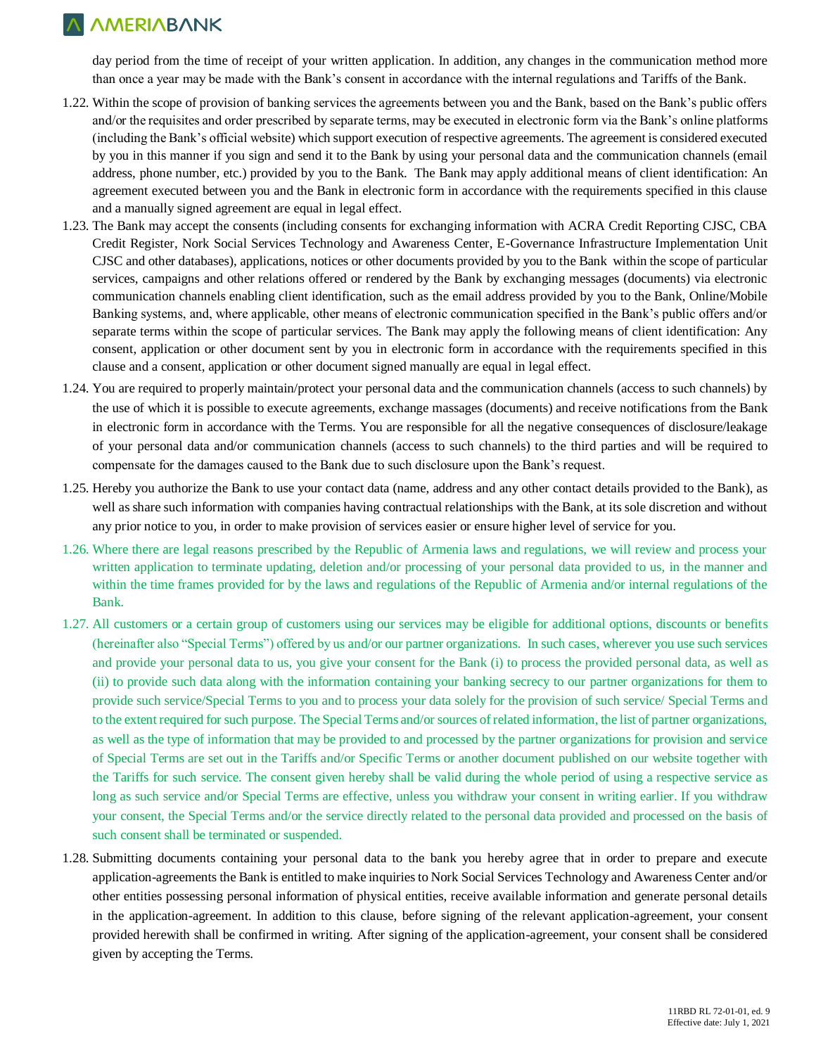day period from the time of receipt of your written application. In addition, any changes in the communication method more than once a year may be made with the Bank's consent in accordance with the internal regulations and Tariffs of the Bank.

1.22. Within the scope of provision of banking services the agreements between you and the Bank, based on the Bank's public offers and/or the requisites and order prescribed by separate terms, may be executed in electronic form via the Bank's online platforms (including the Bank's official website) which support execution of respective agreements. The agreement is considered executed by you in this manner if you sign and send it to the Bank by using your personal data and the communication channels (email address, phone number, etc.) provided by you to the Bank. The Bank may apply additional means of client identification: An agreement executed between you and the Bank in electronic form in accordance with the requirements specified in this clause and a manually signed agreement are equal in legal effect.

1.23. The Bank may accept the consents (including consents for exchanging information with ACRA Credit Reporting CJSC, CBA Credit Register, Nork Social Services Technology and Awareness Center, E-Governance Infrastructure Implementation Unit CJSC and other databases), applications, notices or other documents provided by you to the Bank within the scope of particular services, campaigns and other relations offered or rendered by the Bank by exchanging messages (documents) via electronic communication channels enabling client identification, such as the email address provided by you to the Bank, Online/Mobile Banking systems, and, where applicable, other means of electronic communication specified in the Bank's public offers and/or separate terms within the scope of particular services. The Bank may apply the following means of client identification: Any consent, application or other document sent by you in electronic form in accordance with the requirements specified in this clause and a consent, application or other document signed manually are equal in legal effect.

1.24. You are required to properly maintain/protect your personal data and the communication channels (access to such channels) by the use of which it is possible to execute agreements, exchange massages (documents) and receive notifications from the Bank in electronic form in accordance with the Terms. You are responsible for all the negative consequences of disclosure/leakage of your personal data and/or communication channels (access to such channels) to the third parties and will be required to compensate for the damages caused to the Bank due to such disclosure upon the Bank's request.

1.25. Hereby you authorize the Bank to use your contact data (name, address and any other contact details provided to the Bank), as well as share such information with companies having contractual relationships with the Bank, at its sole discretion and without any prior notice to you, in order to make provision of services easier or ensure higher level of service for you.

1.26. Where there are legal reasons prescribed by the Republic of Armenia laws and regulations, we will review and process your written application to terminate updating, deletion and/or processing of your personal data provided to us, in the manner and within the time frames provided for by the laws and regulations of the Republic of Armenia and/or internal regulations of the Bank.

1.27. All customers or a certain group of customers using our services may be eligible for additional options, discounts or benefits (hereinafter also "Special Terms") offered by us and/or our partner organizations. In such cases, wherever you use such services and provide your personal data to us, you give your consent for the Bank (i) to process the provided personal data, as well as (ii) to provide such data along with the information containing your banking secrecy to our partner organizations for them to provide such service/Special Terms to you and to process your data solely for the provision of such service/ Special Terms and to the extent required for such purpose. The Special Terms and/or sources of related information, the list of partner organizations, as well as the type of information that may be provided to and processed by the partner organizations for provision and service of Special Terms are set out in the Tariffs and/or Specific Terms or another document published on our website together with the Tariffs for such service. The consent given hereby shall be valid during the whole period of using a respective service as long as such service and/or Special Terms are effective, unless you withdraw your consent in writing earlier. If you withdraw your consent, the Special Terms and/or the service directly related to the personal data provided and processed on the basis of such consent shall be terminated or suspended.

1.28. Submitting documents containing your personal data to the bank you hereby agree that in order to prepare and execute application-agreements the Bank is entitled to make inquiries to Nork Social Services Technology and Awareness Center and/or other entities possessing personal information of physical entities, receive available information and generate personal details in the application-agreement. In addition to this clause, before signing of the relevant application-agreement, your consent provided herewith shall be confirmed in writing. After signing of the application-agreement, your consent shall be considered given by accepting the Terms.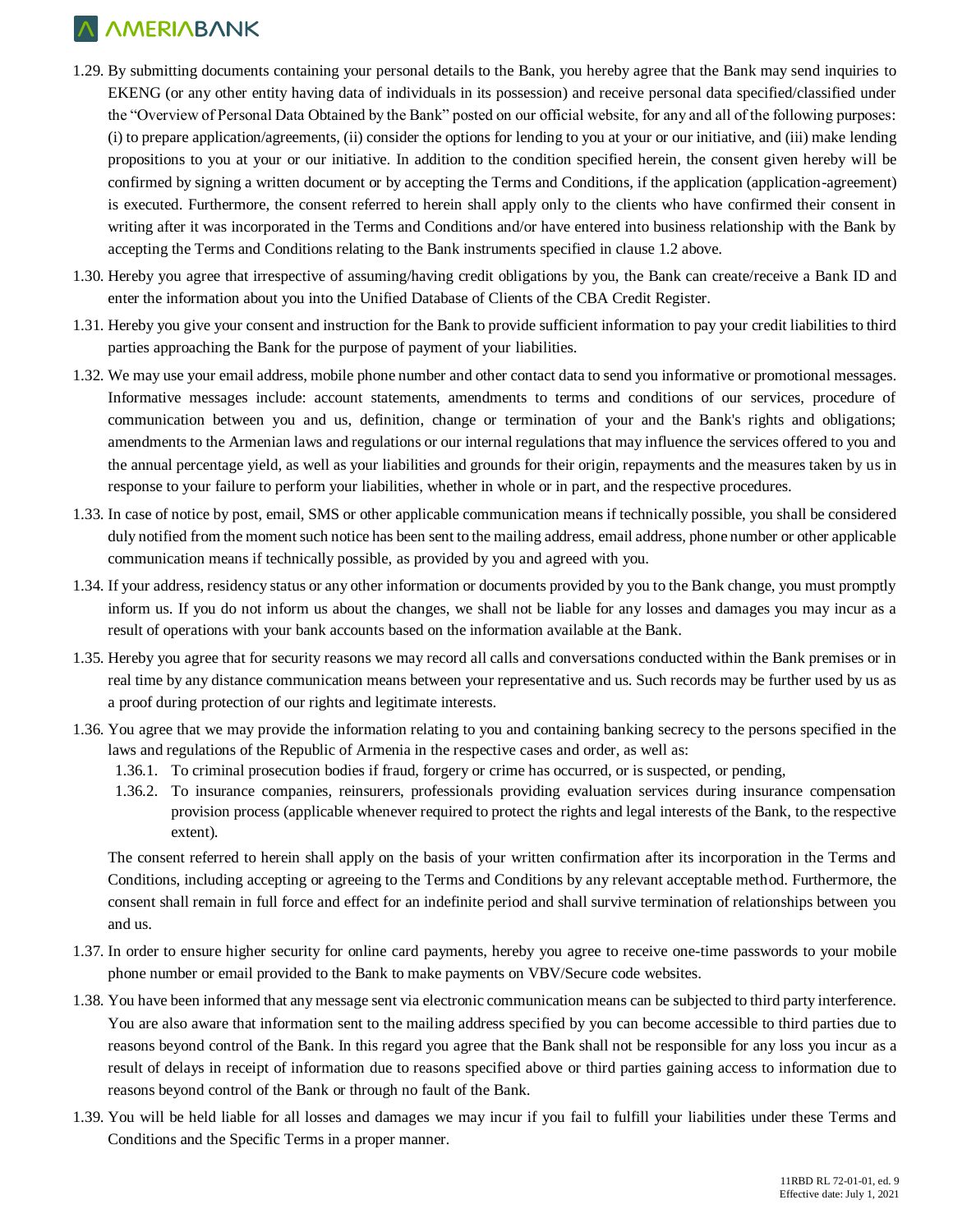1.29. By submitting documents containing your personal details to the Bank, you hereby agree that the Bank may send inquiries to EKENG (or any other entity having data of individuals in its possession) and receive personal data specified/classified under the "Overview of Personal Data Obtained by the Bank" posted on our official website, for any and all of the following purposes: (i) to prepare application/agreements, (ii) consider the options for lending to you at your or our initiative, and (iii) make lending propositions to you at your or our initiative. In addition to the condition specified herein, the consent given hereby will be confirmed by signing a written document or by accepting the Terms and Conditions, if the application (application-agreement) is executed. Furthermore, the consent referred to herein shall apply only to the clients who have confirmed their consent in writing after it was incorporated in the Terms and Conditions and/or have entered into business relationship with the Bank by accepting the Terms and Conditions relating to the Bank instruments specified in clause 1.2 above.

1.30. Hereby you agree that irrespective of assuming/having credit obligations by you, the Bank can create/receive a Bank ID and enter the information about you into the Unified Database of Clients of the CBA Credit Register.

1.31. Hereby you give your consent and instruction for the Bank to provide sufficient information to pay your credit liabilities to third parties approaching the Bank for the purpose of payment of your liabilities.

1.32. We may use your email address, mobile phone number and other contact data to send you informative or promotional messages. Informative messages include: account statements, amendments to terms and conditions of our services, procedure of communication between you and us, definition, change or termination of your and the Bank's rights and obligations; amendments to the Armenian laws and regulations or our internal regulations that may influence the services offered to you and the annual percentage yield, as well as your liabilities and grounds for their origin, repayments and the measures taken by us in response to your failure to perform your liabilities, whether in whole or in part, and the respective procedures.

1.33. In case of notice by post, email, SMS or other applicable communication means if technically possible, you shall be considered duly notified from the moment such notice has been sent to the mailing address, email address, phone number or other applicable communication means if technically possible, as provided by you and agreed with you.

1.34. If your address, residency status or any other information or documents provided by you to the Bank change, you must promptly inform us. If you do not inform us about the changes, we shall not be liable for any losses and damages you may incur as a result of operations with your bank accounts based on the information available at the Bank.

1.35. Hereby you agree that for security reasons we may record all calls and conversations conducted within the Bank premises or in real time by any distance communication means between your representative and us. Such records may be further used by us as a proof during protection of our rights and legitimate interests.

1.36. You agree that we may provide the information relating to you and containing banking secrecy to the persons specified in the laws and regulations of the Republic of Armenia in the respective cases and order, as well as:

   1.36.1. To criminal prosecution bodies if fraud, forgery or crime has occurred, or is suspected, or pending,

   1.36.2. To insurance companies, reinsurers, professionals providing evaluation services during insurance compensation provision process (applicable whenever required to protect the rights and legal interests of the Bank, to the respective extent).

   The consent referred to herein shall apply on the basis of your written confirmation after its incorporation in the Terms and Conditions, including accepting or agreeing to the Terms and Conditions by any relevant acceptable method. Furthermore, the consent shall remain in full force and effect for an indefinite period and shall survive termination of relationships between you and us.

1.37. In order to ensure higher security for online card payments, hereby you agree to receive one-time passwords to your mobile phone number or email provided to the Bank to make payments on VBV/Secure code websites.

1.38. You have been informed that any message sent via electronic communication means can be subjected to third party interference. You are also aware that information sent to the mailing address specified by you can become accessible to third parties due to reasons beyond control of the Bank. In this regard you agree that the Bank shall not be responsible for any loss you incur as a result of delays in receipt of information due to reasons specified above or third parties gaining access to information due to reasons beyond control of the Bank or through no fault of the Bank.

1.39. You will be held liable for all losses and damages we may incur if you fail to fulfill your liabilities under these Terms and Conditions and the Specific Terms in a proper manner.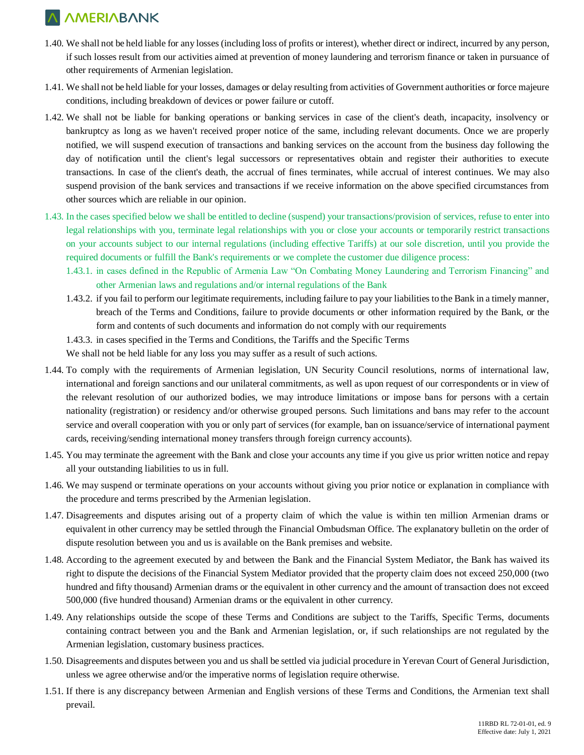1.40. We shall not be held liable for any losses (including loss of profits or interest), whether direct or indirect, incurred by any person, if such losses result from our activities aimed at prevention of money laundering and terrorism finance or taken in pursuance of other requirements of Armenian legislation.

1.41. We shall not be held liable for your losses, damages or delay resulting from activities of Government authorities or force majeure conditions, including breakdown of devices or power failure or cutoff.

1.42. We shall not be liable for banking operations or banking services in case of the client's death, incapacity, insolvency or bankruptcy as long as we haven't received proper notice of the same, including relevant documents. Once we are properly notified, we will suspend execution of transactions and banking services on the account from the business day following the day of notification until the client's legal successors or representatives obtain and register their authorities to execute transactions. In case of the client's death, the accrual of fines terminates, while accrual of interest continues. We may also suspend provision of the bank services and transactions if we receive information on the above specified circumstances from other sources which are reliable in our opinion.

1.43. In the cases specified below we shall be entitled to decline (suspend) your transactions/provision of services, refuse to enter into legal relationships with you, terminate legal relationships with you or close your accounts or temporarily restrict transactions on your accounts subject to our internal regulations (including effective Tariffs) at our sole discretion, until you provide the required documents or fulfill the Bank's requirements or we complete the customer due diligence process:

   1.43.1. in cases defined in the Republic of Armenia Law "On Combating Money Laundering and Terrorism Financing" and other Armenian laws and regulations and/or internal regulations of the Bank

   1.43.2. if you fail to perform our legitimate requirements, including failure to pay your liabilities to the Bank in a timely manner, breach of the Terms and Conditions, failure to provide documents or other information required by the Bank, or the form and contents of such documents and information do not comply with our requirements

   1.43.3. in cases specified in the Terms and Conditions, the Tariffs and the Specific Terms

   We shall not be held liable for any loss you may suffer as a result of such actions.

1.44. To comply with the requirements of Armenian legislation, UN Security Council resolutions, norms of international law, international and foreign sanctions and our unilateral commitments, as well as upon request of our correspondents or in view of the relevant resolution of our authorized bodies, we may introduce limitations or impose bans for persons with a certain nationality (registration) or residency and/or otherwise grouped persons. Such limitations and bans may refer to the account service and overall cooperation with you or only part of services (for example, ban on issuance/service of international payment cards, receiving/sending international money transfers through foreign currency accounts).

1.45. You may terminate the agreement with the Bank and close your accounts any time if you give us prior written notice and repay all your outstanding liabilities to us in full.

1.46. We may suspend or terminate operations on your accounts without giving you prior notice or explanation in compliance with the procedure and terms prescribed by the Armenian legislation.

1.47. Disagreements and disputes arising out of a property claim of which the value is within ten million Armenian drams or equivalent in other currency may be settled through the Financial Ombudsman Office. The explanatory bulletin on the order of dispute resolution between you and us is available on the Bank premises and website.

1.48. According to the agreement executed by and between the Bank and the Financial System Mediator, the Bank has waived its right to dispute the decisions of the Financial System Mediator provided that the property claim does not exceed 250,000 (two hundred and fifty thousand) Armenian drams or the equivalent in other currency and the amount of transaction does not exceed 500,000 (five hundred thousand) Armenian drams or the equivalent in other currency.

1.49. Any relationships outside the scope of these Terms and Conditions are subject to the Tariffs, Specific Terms, documents containing contract between you and the Bank and Armenian legislation, or, if such relationships are not regulated by the Armenian legislation, customary business practices.

1.50. Disagreements and disputes between you and us shall be settled via judicial procedure in Yerevan Court of General Jurisdiction, unless we agree otherwise and/or the imperative norms of legislation require otherwise.

1.51. If there is any discrepancy between Armenian and English versions of these Terms and Conditions, the Armenian text shall prevail.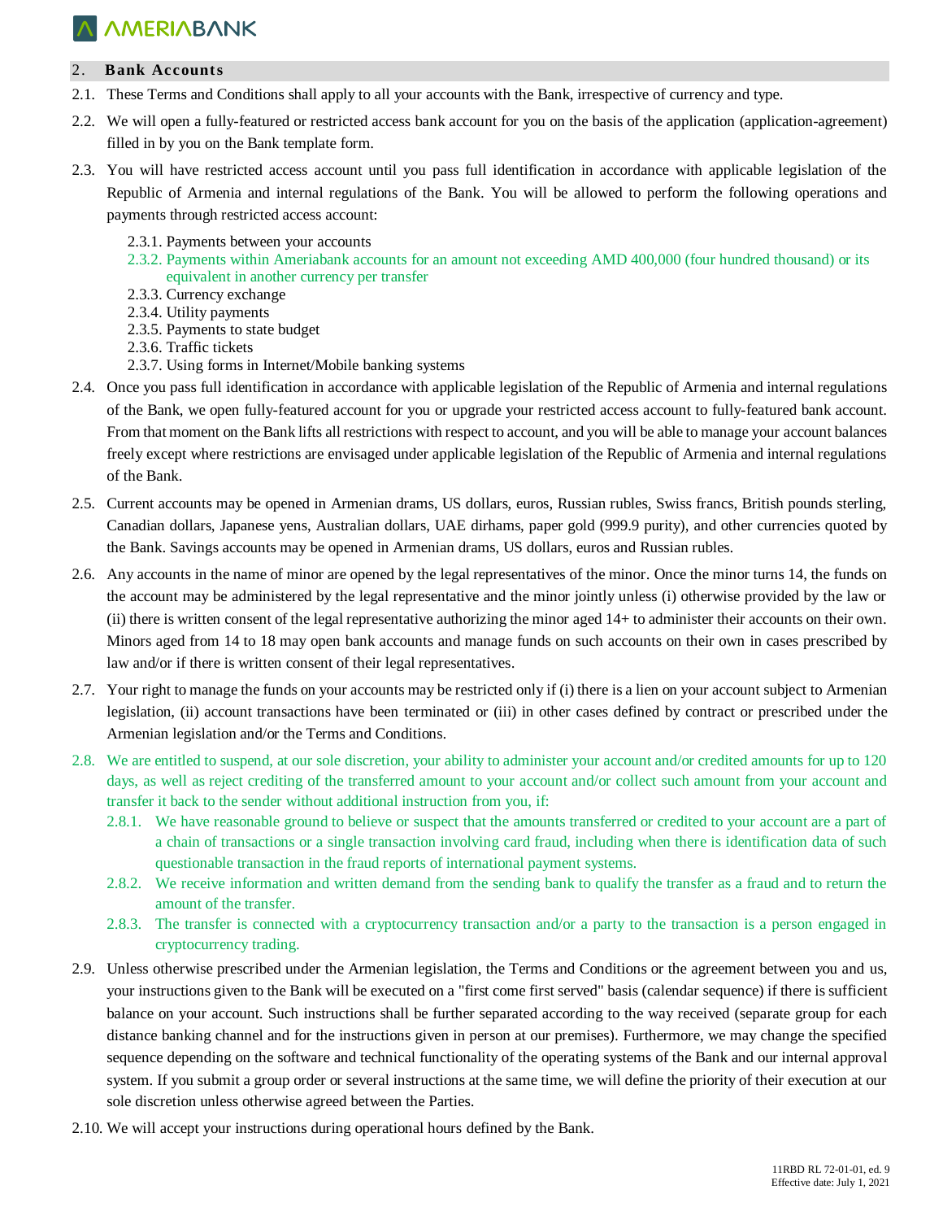## 2. Bank Accounts

2.1. These Terms and Conditions shall apply to all your accounts with the Bank, irrespective of currency and type.

2.2. We will open a fully-featured or restricted access bank account for you on the basis of the application (application-agreement) filled in by you on the Bank template form.

2.3. You will have restricted access account until you pass full identification in accordance with applicable legislation of the Republic of Armenia and internal regulations of the Bank. You will be allowed to perform the following operations and payments through restricted access account:

- 2.3.1. Payments between your accounts
- 2.3.2. Payments within Ameriabank accounts for an amount not exceeding AMD 400,000 (four hundred thousand) or its equivalent in another currency per transfer
- 2.3.3. Currency exchange
- 2.3.4. Utility payments
- 2.3.5. Payments to state budget
- 2.3.6. Traffic tickets
- 2.3.7. Using forms in Internet/Mobile banking systems

2.4. Once you pass full identification in accordance with applicable legislation of the Republic of Armenia and internal regulations of the Bank, we open fully-featured account for you or upgrade your restricted access account to fully-featured bank account. From that moment on the Bank lifts all restrictions with respect to account, and you will be able to manage your account balances freely except where restrictions are envisaged under applicable legislation of the Republic of Armenia and internal regulations of the Bank.

2.5. Current accounts may be opened in Armenian drams, US dollars, euros, Russian rubles, Swiss francs, British pounds sterling, Canadian dollars, Japanese yens, Australian dollars, UAE dirhams, paper gold (999.9 purity), and other currencies quoted by the Bank. Savings accounts may be opened in Armenian drams, US dollars, euros and Russian rubles.

2.6. Any accounts in the name of minor are opened by the legal representatives of the minor. Once the minor turns 14, the funds on the account may be administered by the legal representative and the minor jointly unless (i) otherwise provided by the law or (ii) there is written consent of the legal representative authorizing the minor aged 14+ to administer their accounts on their own. Minors aged from 14 to 18 may open bank accounts and manage funds on such accounts on their own in cases prescribed by law and/or if there is written consent of their legal representatives.

2.7. Your right to manage the funds on your accounts may be restricted only if (i) there is a lien on your account subject to Armenian legislation, (ii) account transactions have been terminated or (iii) in other cases defined by contract or prescribed under the Armenian legislation and/or the Terms and Conditions.

2.8. We are entitled to suspend, at our sole discretion, your ability to administer your account and/or credited amounts for up to 120 days, as well as reject crediting of the transferred amount to your account and/or collect such amount from your account and transfer it back to the sender without additional instruction from you, if:

- 2.8.1. We have reasonable ground to believe or suspect that the amounts transferred or credited to your account are a part of a chain of transactions or a single transaction involving card fraud, including when there is identification data of such questionable transaction in the fraud reports of international payment systems.
- 2.8.2. We receive information and written demand from the sending bank to qualify the transfer as a fraud and to return the amount of the transfer.
- 2.8.3. The transfer is connected with a cryptocurrency transaction and/or a party to the transaction is a person engaged in cryptocurrency trading.

2.9. Unless otherwise prescribed under the Armenian legislation, the Terms and Conditions or the agreement between you and us, your instructions given to the Bank will be executed on a "first come first served" basis (calendar sequence) if there is sufficient balance on your account. Such instructions shall be further separated according to the way received (separate group for each distance banking channel and for the instructions given in person at our premises). Furthermore, we may change the specified sequence depending on the software and technical functionality of the operating systems of the Bank and our internal approval system. If you submit a group order or several instructions at the same time, we will define the priority of their execution at our sole discretion unless otherwise agreed between the Parties.

2.10. We will accept your instructions during operational hours defined by the Bank.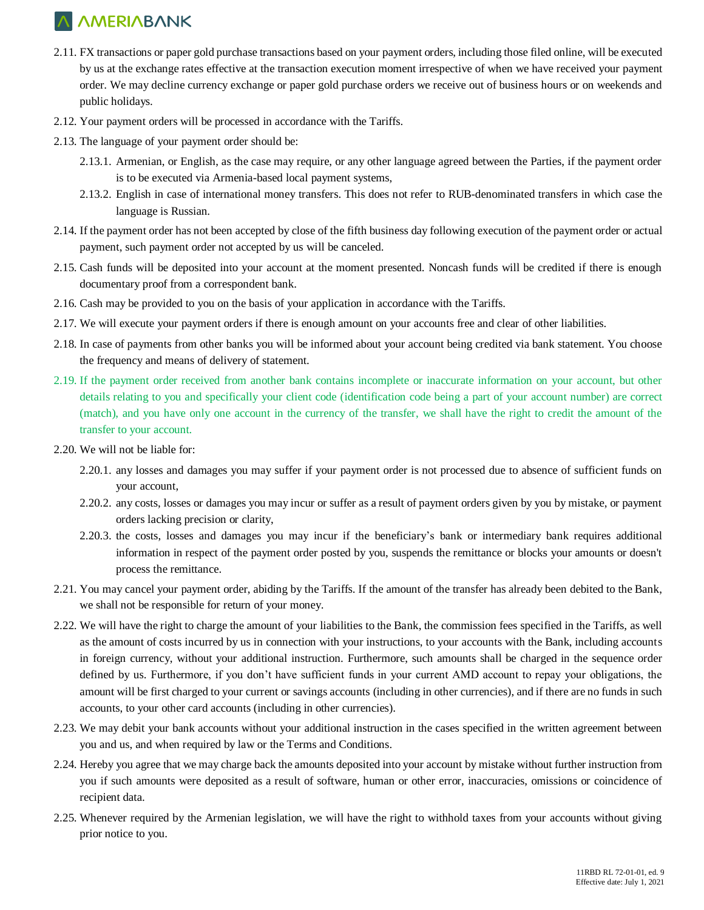2.11. FX transactions or paper gold purchase transactions based on your payment orders, including those filed online, will be executed by us at the exchange rates effective at the transaction execution moment irrespective of when we have received your payment order. We may decline currency exchange or paper gold purchase orders we receive out of business hours or on weekends and public holidays.

2.12. Your payment orders will be processed in accordance with the Tariffs.

2.13. The language of your payment order should be:

2.13.1. Armenian, or English, as the case may require, or any other language agreed between the Parties, if the payment order is to be executed via Armenia-based local payment systems,

2.13.2. English in case of international money transfers. This does not refer to RUB-denominated transfers in which case the language is Russian.

2.14. If the payment order has not been accepted by close of the fifth business day following execution of the payment order or actual payment, such payment order not accepted by us will be canceled.

2.15. Cash funds will be deposited into your account at the moment presented. Noncash funds will be credited if there is enough documentary proof from a correspondent bank.

2.16. Cash may be provided to you on the basis of your application in accordance with the Tariffs.

2.17. We will execute your payment orders if there is enough amount on your accounts free and clear of other liabilities.

2.18. In case of payments from other banks you will be informed about your account being credited via bank statement. You choose the frequency and means of delivery of statement.

2.19. If the payment order received from another bank contains incomplete or inaccurate information on your account, but other details relating to you and specifically your client code (identification code being a part of your account number) are correct (match), and you have only one account in the currency of the transfer, we shall have the right to credit the amount of the transfer to your account.

2.20. We will not be liable for:

2.20.1. any losses and damages you may suffer if your payment order is not processed due to absence of sufficient funds on your account,

2.20.2. any costs, losses or damages you may incur or suffer as a result of payment orders given by you by mistake, or payment orders lacking precision or clarity,

2.20.3. the costs, losses and damages you may incur if the beneficiary's bank or intermediary bank requires additional information in respect of the payment order posted by you, suspends the remittance or blocks your amounts or doesn't process the remittance.

2.21. You may cancel your payment order, abiding by the Tariffs. If the amount of the transfer has already been debited to the Bank, we shall not be responsible for return of your money.

2.22. We will have the right to charge the amount of your liabilities to the Bank, the commission fees specified in the Tariffs, as well as the amount of costs incurred by us in connection with your instructions, to your accounts with the Bank, including accounts in foreign currency, without your additional instruction. Furthermore, such amounts shall be charged in the sequence order defined by us. Furthermore, if you don't have sufficient funds in your current AMD account to repay your obligations, the amount will be first charged to your current or savings accounts (including in other currencies), and if there are no funds in such accounts, to your other card accounts (including in other currencies).

2.23. We may debit your bank accounts without your additional instruction in the cases specified in the written agreement between you and us, and when required by law or the Terms and Conditions.

2.24. Hereby you agree that we may charge back the amounts deposited into your account by mistake without further instruction from you if such amounts were deposited as a result of software, human or other error, inaccuracies, omissions or coincidence of recipient data.

2.25. Whenever required by the Armenian legislation, we will have the right to withhold taxes from your accounts without giving prior notice to you.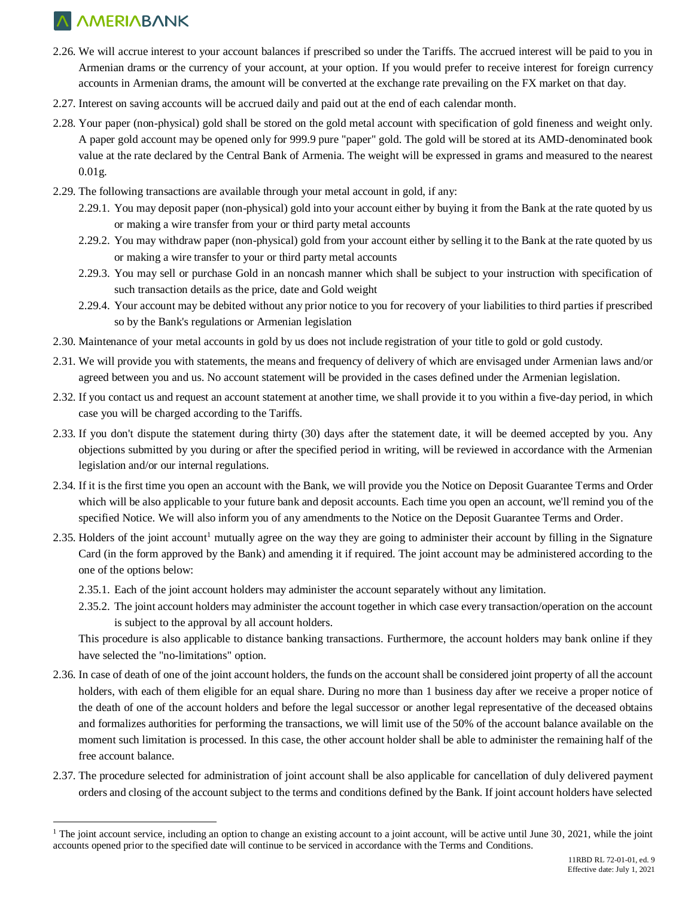2.26. We will accrue interest to your account balances if prescribed so under the Tariffs. The accrued interest will be paid to you in Armenian drams or the currency of your account, at your option. If you would prefer to receive interest for foreign currency accounts in Armenian drams, the amount will be converted at the exchange rate prevailing on the FX market on that day.

2.27. Interest on saving accounts will be accrued daily and paid out at the end of each calendar month.

2.28. Your paper (non-physical) gold shall be stored on the gold metal account with specification of gold fineness and weight only. A paper gold account may be opened only for 999.9 pure "paper" gold. The gold will be stored at its AMD-denominated book value at the rate declared by the Central Bank of Armenia. The weight will be expressed in grams and measured to the nearest 0.01g.

2.29. The following transactions are available through your metal account in gold, if any:

- 2.29.1. You may deposit paper (non-physical) gold into your account either by buying it from the Bank at the rate quoted by us or making a wire transfer from your or third party metal accounts
- 2.29.2. You may withdraw paper (non-physical) gold from your account either by selling it to the Bank at the rate quoted by us or making a wire transfer to your or third party metal accounts
- 2.29.3. You may sell or purchase Gold in an noncash manner which shall be subject to your instruction with specification of such transaction details as the price, date and Gold weight
- 2.29.4. Your account may be debited without any prior notice to you for recovery of your liabilities to third parties if prescribed so by the Bank's regulations or Armenian legislation

2.30. Maintenance of your metal accounts in gold by us does not include registration of your title to gold or gold custody.

2.31. We will provide you with statements, the means and frequency of delivery of which are envisaged under Armenian laws and/or agreed between you and us. No account statement will be provided in the cases defined under the Armenian legislation.

2.32. If you contact us and request an account statement at another time, we shall provide it to you within a five-day period, in which case you will be charged according to the Tariffs.

2.33. If you don't dispute the statement during thirty (30) days after the statement date, it will be deemed accepted by you. Any objections submitted by you during or after the specified period in writing, will be reviewed in accordance with the Armenian legislation and/or our internal regulations.

2.34. If it is the first time you open an account with the Bank, we will provide you the Notice on Deposit Guarantee Terms and Order which will be also applicable to your future bank and deposit accounts. Each time you open an account, we'll remind you of the specified Notice. We will also inform you of any amendments to the Notice on the Deposit Guarantee Terms and Order.

2.35. Holders of the joint account[1] mutually agree on the way they are going to administer their account by filling in the Signature Card (in the form approved by the Bank) and amending it if required. The joint account may be administered according to the one of the options below:

- 2.35.1. Each of the joint account holders may administer the account separately without any limitation.
- 2.35.2. The joint account holders may administer the account together in which case every transaction/operation on the account is subject to the approval by all account holders.

This procedure is also applicable to distance banking transactions. Furthermore, the account holders may bank online if they have selected the "no-limitations" option.

2.36. In case of death of one of the joint account holders, the funds on the account shall be considered joint property of all the account holders, with each of them eligible for an equal share. During no more than 1 business day after we receive a proper notice of the death of one of the account holders and before the legal successor or another legal representative of the deceased obtains and formalizes authorities for performing the transactions, we will limit use of the 50% of the account balance available on the moment such limitation is processed. In this case, the other account holder shall be able to administer the remaining half of the free account balance.

2.37. The procedure selected for administration of joint account shall be also applicable for cancellation of duly delivered payment orders and closing of the account subject to the terms and conditions defined by the Bank. If joint account holders have selected

[1] The joint account service, including an option to change an existing account to a joint account, will be active until June 30, 2021, while the joint accounts opened prior to the specified date will continue to be serviced in accordance with the Terms and Conditions.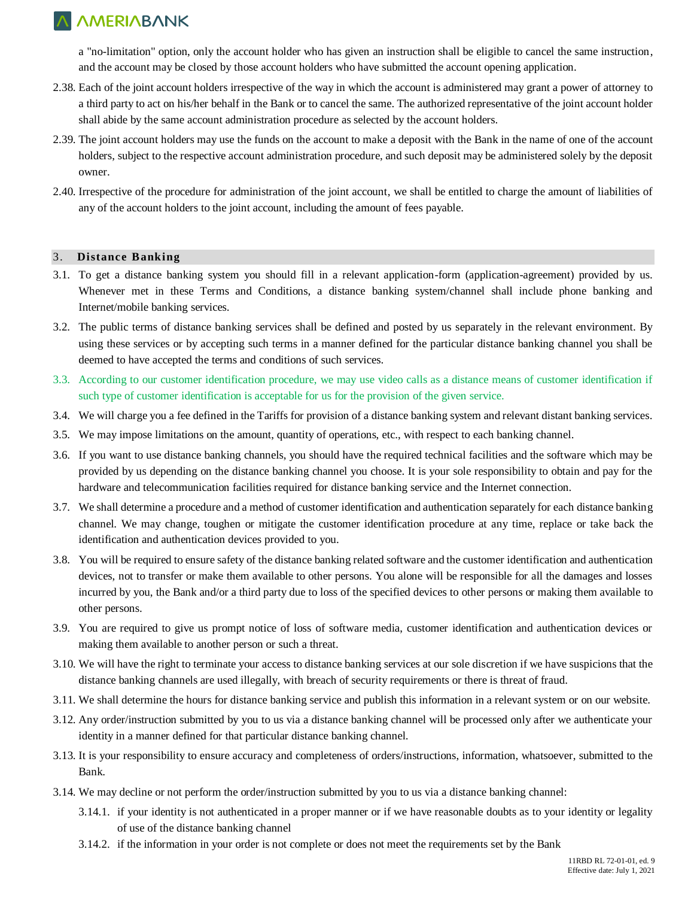a "no-limitation" option, only the account holder who has given an instruction shall be eligible to cancel the same instruction, and the account may be closed by those account holders who have submitted the account opening application.

2.38. Each of the joint account holders irrespective of the way in which the account is administered may grant a power of attorney to a third party to act on his/her behalf in the Bank or to cancel the same. The authorized representative of the joint account holder shall abide by the same account administration procedure as selected by the account holders.

2.39. The joint account holders may use the funds on the account to make a deposit with the Bank in the name of one of the account holders, subject to the respective account administration procedure, and such deposit may be administered solely by the deposit owner.

2.40. Irrespective of the procedure for administration of the joint account, we shall be entitled to charge the amount of liabilities of any of the account holders to the joint account, including the amount of fees payable.

## 3. Distance Banking

3.1. To get a distance banking system you should fill in a relevant application-form (application-agreement) provided by us. Whenever met in these Terms and Conditions, a distance banking system/channel shall include phone banking and Internet/mobile banking services.

3.2. The public terms of distance banking services shall be defined and posted by us separately in the relevant environment. By using these services or by accepting such terms in a manner defined for the particular distance banking channel you shall be deemed to have accepted the terms and conditions of such services.

3.3. According to our customer identification procedure, we may use video calls as a distance means of customer identification if such type of customer identification is acceptable for us for the provision of the given service.

3.4. We will charge you a fee defined in the Tariffs for provision of a distance banking system and relevant distant banking services.

3.5. We may impose limitations on the amount, quantity of operations, etc., with respect to each banking channel.

3.6. If you want to use distance banking channels, you should have the required technical facilities and the software which may be provided by us depending on the distance banking channel you choose. It is your sole responsibility to obtain and pay for the hardware and telecommunication facilities required for distance banking service and the Internet connection.

3.7. We shall determine a procedure and a method of customer identification and authentication separately for each distance banking channel. We may change, toughen or mitigate the customer identification procedure at any time, replace or take back the identification and authentication devices provided to you.

3.8. You will be required to ensure safety of the distance banking related software and the customer identification and authentication devices, not to transfer or make them available to other persons. You alone will be responsible for all the damages and losses incurred by you, the Bank and/or a third party due to loss of the specified devices to other persons or making them available to other persons.

3.9. You are required to give us prompt notice of loss of software media, customer identification and authentication devices or making them available to another person or such a threat.

3.10. We will have the right to terminate your access to distance banking services at our sole discretion if we have suspicions that the distance banking channels are used illegally, with breach of security requirements or there is threat of fraud.

3.11. We shall determine the hours for distance banking service and publish this information in a relevant system or on our website.

3.12. Any order/instruction submitted by you to us via a distance banking channel will be processed only after we authenticate your identity in a manner defined for that particular distance banking channel.

3.13. It is your responsibility to ensure accuracy and completeness of orders/instructions, information, whatsoever, submitted to the Bank.

3.14. We may decline or not perform the order/instruction submitted by you to us via a distance banking channel:

- 3.14.1. if your identity is not authenticated in a proper manner or if we have reasonable doubts as to your identity or legality of use of the distance banking channel
- 3.14.2. if the information in your order is not complete or does not meet the requirements set by the Bank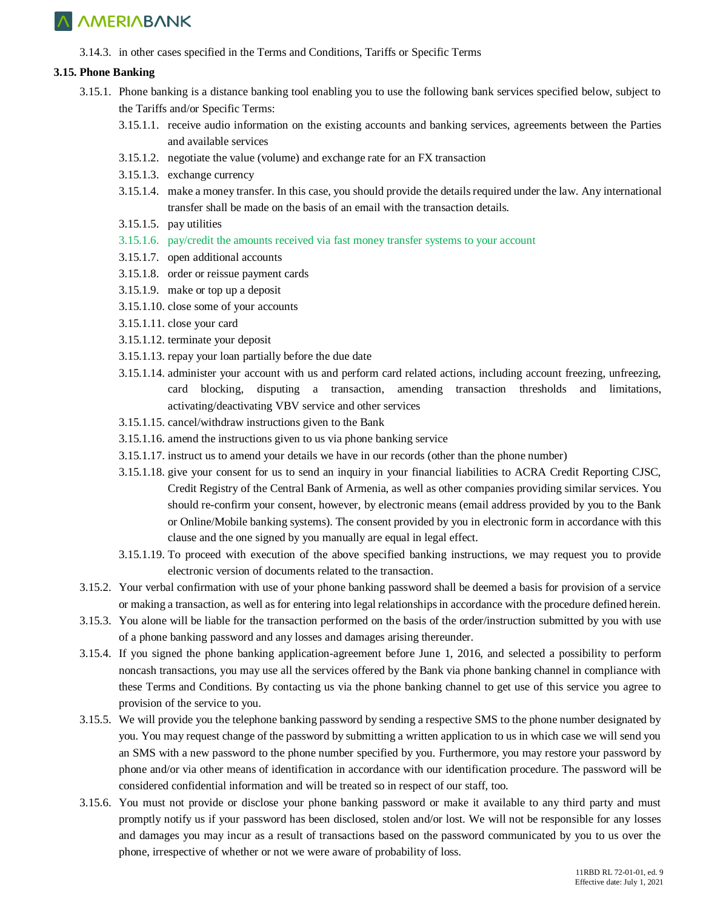3.14.3. in other cases specified in the Terms and Conditions, Tariffs or Specific Terms

**3.15. Phone Banking**

3.15.1. Phone banking is a distance banking tool enabling you to use the following bank services specified below, subject to the Tariffs and/or Specific Terms:

3.15.1.1. receive audio information on the existing accounts and banking services, agreements between the Parties and available services

3.15.1.2. negotiate the value (volume) and exchange rate for an FX transaction

3.15.1.3. exchange currency

3.15.1.4. make a money transfer. In this case, you should provide the details required under the law. Any international transfer shall be made on the basis of an email with the transaction details.

3.15.1.5. pay utilities

3.15.1.6. pay/credit the amounts received via fast money transfer systems to your account

3.15.1.7. open additional accounts

3.15.1.8. order or reissue payment cards

3.15.1.9. make or top up a deposit

3.15.1.10. close some of your accounts

3.15.1.11. close your card

3.15.1.12. terminate your deposit

3.15.1.13. repay your loan partially before the due date

3.15.1.14. administer your account with us and perform card related actions, including account freezing, unfreezing, card blocking, disputing a transaction, amending transaction thresholds and limitations, activating/deactivating VBV service and other services

3.15.1.15. cancel/withdraw instructions given to the Bank

3.15.1.16. amend the instructions given to us via phone banking service

3.15.1.17. instruct us to amend your details we have in our records (other than the phone number)

3.15.1.18. give your consent for us to send an inquiry in your financial liabilities to ACRA Credit Reporting CJSC, Credit Registry of the Central Bank of Armenia, as well as other companies providing similar services. You should re-confirm your consent, however, by electronic means (email address provided by you to the Bank or Online/Mobile banking systems). The consent provided by you in electronic form in accordance with this clause and the one signed by you manually are equal in legal effect.

3.15.1.19. To proceed with execution of the above specified banking instructions, we may request you to provide electronic version of documents related to the transaction.

3.15.2. Your verbal confirmation with use of your phone banking password shall be deemed a basis for provision of a service or making a transaction, as well as for entering into legal relationships in accordance with the procedure defined herein.

3.15.3. You alone will be liable for the transaction performed on the basis of the order/instruction submitted by you with use of a phone banking password and any losses and damages arising thereunder.

3.15.4. If you signed the phone banking application-agreement before June 1, 2016, and selected a possibility to perform noncash transactions, you may use all the services offered by the Bank via phone banking channel in compliance with these Terms and Conditions. By contacting us via the phone banking channel to get use of this service you agree to provision of the service to you.

3.15.5. We will provide you the telephone banking password by sending a respective SMS to the phone number designated by you. You may request change of the password by submitting a written application to us in which case we will send you an SMS with a new password to the phone number specified by you. Furthermore, you may restore your password by phone and/or via other means of identification in accordance with our identification procedure. The password will be considered confidential information and will be treated so in respect of our staff, too.

3.15.6. You must not provide or disclose your phone banking password or make it available to any third party and must promptly notify us if your password has been disclosed, stolen and/or lost. We will not be responsible for any losses and damages you may incur as a result of transactions based on the password communicated by you to us over the phone, irrespective of whether or not we were aware of probability of loss.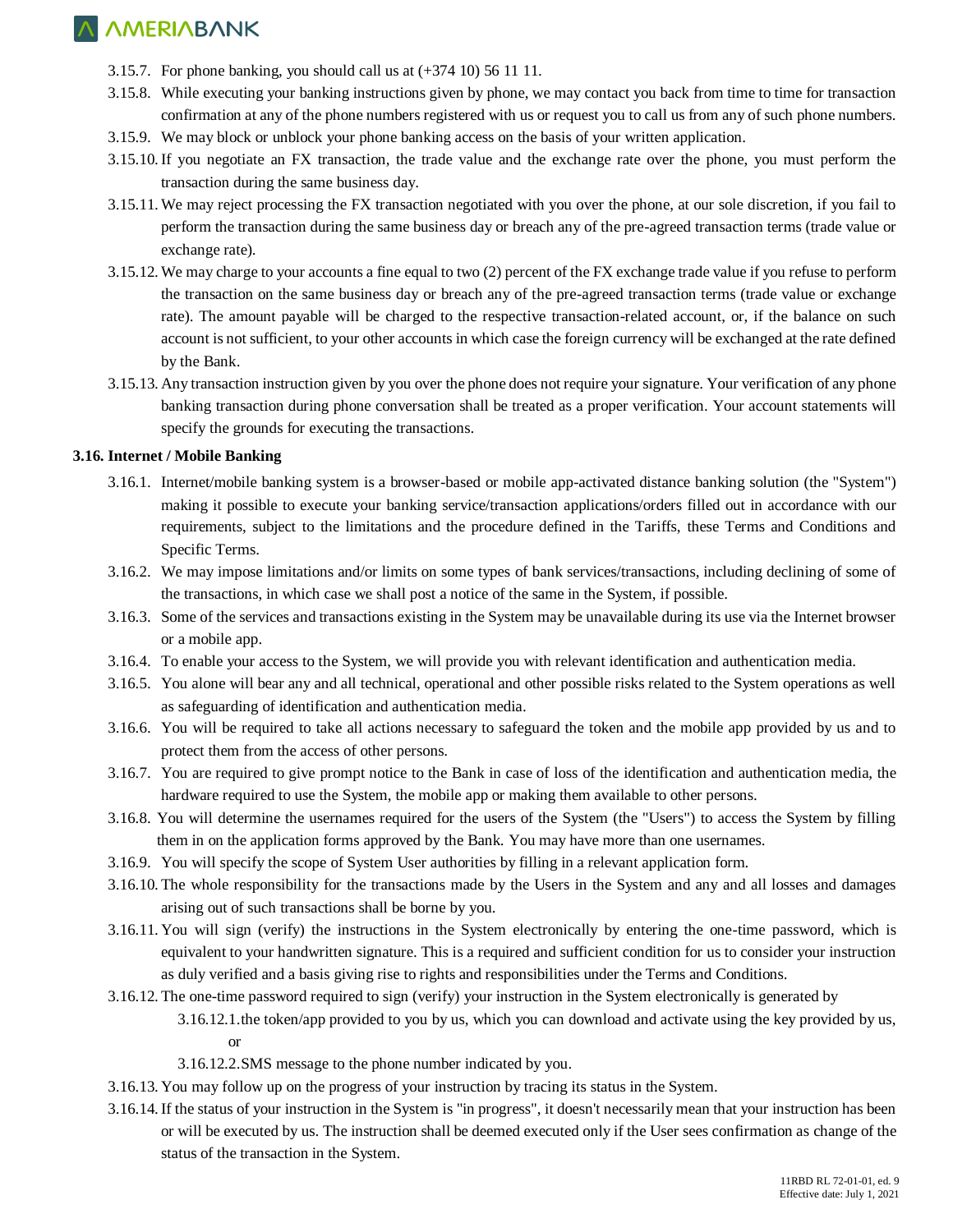- 3.15.7. For phone banking, you should call us at (+374 10) 56 11 11.
- 3.15.8. While executing your banking instructions given by phone, we may contact you back from time to time for transaction confirmation at any of the phone numbers registered with us or request you to call us from any of such phone numbers.
- 3.15.9. We may block or unblock your phone banking access on the basis of your written application.
- 3.15.10. If you negotiate an FX transaction, the trade value and the exchange rate over the phone, you must perform the transaction during the same business day.
- 3.15.11. We may reject processing the FX transaction negotiated with you over the phone, at our sole discretion, if you fail to perform the transaction during the same business day or breach any of the pre-agreed transaction terms (trade value or exchange rate).
- 3.15.12. We may charge to your accounts a fine equal to two (2) percent of the FX exchange trade value if you refuse to perform the transaction on the same business day or breach any of the pre-agreed transaction terms (trade value or exchange rate). The amount payable will be charged to the respective transaction-related account, or, if the balance on such account is not sufficient, to your other accounts in which case the foreign currency will be exchanged at the rate defined by the Bank.
- 3.15.13. Any transaction instruction given by you over the phone does not require your signature. Your verification of any phone banking transaction during phone conversation shall be treated as a proper verification. Your account statements will specify the grounds for executing the transactions.

**3.16. Internet / Mobile Banking**

- 3.16.1. Internet/mobile banking system is a browser-based or mobile app-activated distance banking solution (the "System") making it possible to execute your banking service/transaction applications/orders filled out in accordance with our requirements, subject to the limitations and the procedure defined in the Tariffs, these Terms and Conditions and Specific Terms.
- 3.16.2. We may impose limitations and/or limits on some types of bank services/transactions, including declining of some of the transactions, in which case we shall post a notice of the same in the System, if possible.
- 3.16.3. Some of the services and transactions existing in the System may be unavailable during its use via the Internet browser or a mobile app.
- 3.16.4. To enable your access to the System, we will provide you with relevant identification and authentication media.
- 3.16.5. You alone will bear any and all technical, operational and other possible risks related to the System operations as well as safeguarding of identification and authentication media.
- 3.16.6. You will be required to take all actions necessary to safeguard the token and the mobile app provided by us and to protect them from the access of other persons.
- 3.16.7. You are required to give prompt notice to the Bank in case of loss of the identification and authentication media, the hardware required to use the System, the mobile app or making them available to other persons.
- 3.16.8. You will determine the usernames required for the users of the System (the "Users") to access the System by filling them in on the application forms approved by the Bank. You may have more than one usernames.
- 3.16.9. You will specify the scope of System User authorities by filling in a relevant application form.
- 3.16.10. The whole responsibility for the transactions made by the Users in the System and any and all losses and damages arising out of such transactions shall be borne by you.
- 3.16.11. You will sign (verify) the instructions in the System electronically by entering the one-time password, which is equivalent to your handwritten signature. This is a required and sufficient condition for us to consider your instruction as duly verified and a basis giving rise to rights and responsibilities under the Terms and Conditions.
- 3.16.12. The one-time password required to sign (verify) your instruction in the System electronically is generated by
  - 3.16.12.1. the token/app provided to you by us, which you can download and activate using the key provided by us, or
  - 3.16.12.2. SMS message to the phone number indicated by you.
- 3.16.13. You may follow up on the progress of your instruction by tracing its status in the System.
- 3.16.14. If the status of your instruction in the System is "in progress", it doesn't necessarily mean that your instruction has been or will be executed by us. The instruction shall be deemed executed only if the User sees confirmation as change of the status of the transaction in the System.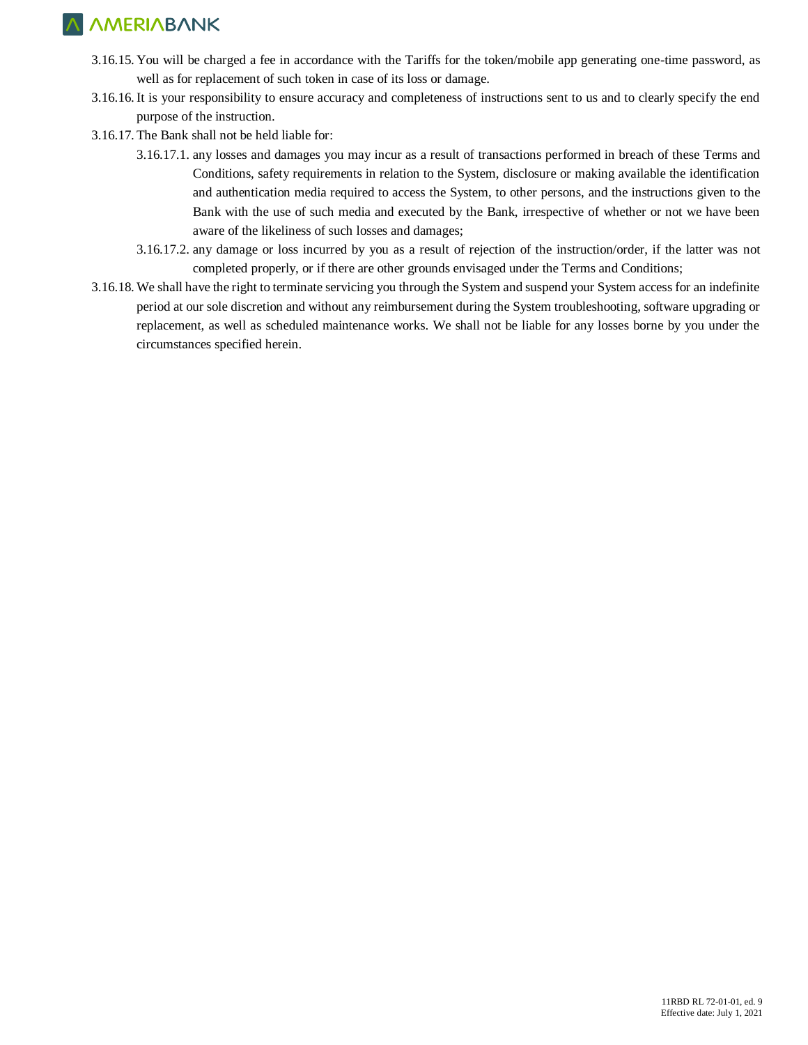3.16.15. You will be charged a fee in accordance with the Tariffs for the token/mobile app generating one-time password, as well as for replacement of such token in case of its loss or damage.

3.16.16. It is your responsibility to ensure accuracy and completeness of instructions sent to us and to clearly specify the end purpose of the instruction.

3.16.17. The Bank shall not be held liable for:

3.16.17.1. any losses and damages you may incur as a result of transactions performed in breach of these Terms and Conditions, safety requirements in relation to the System, disclosure or making available the identification and authentication media required to access the System, to other persons, and the instructions given to the Bank with the use of such media and executed by the Bank, irrespective of whether or not we have been aware of the likeliness of such losses and damages;

3.16.17.2. any damage or loss incurred by you as a result of rejection of the instruction/order, if the latter was not completed properly, or if there are other grounds envisaged under the Terms and Conditions;

3.16.18. We shall have the right to terminate servicing you through the System and suspend your System access for an indefinite period at our sole discretion and without any reimbursement during the System troubleshooting, software upgrading or replacement, as well as scheduled maintenance works. We shall not be liable for any losses borne by you under the circumstances specified herein.